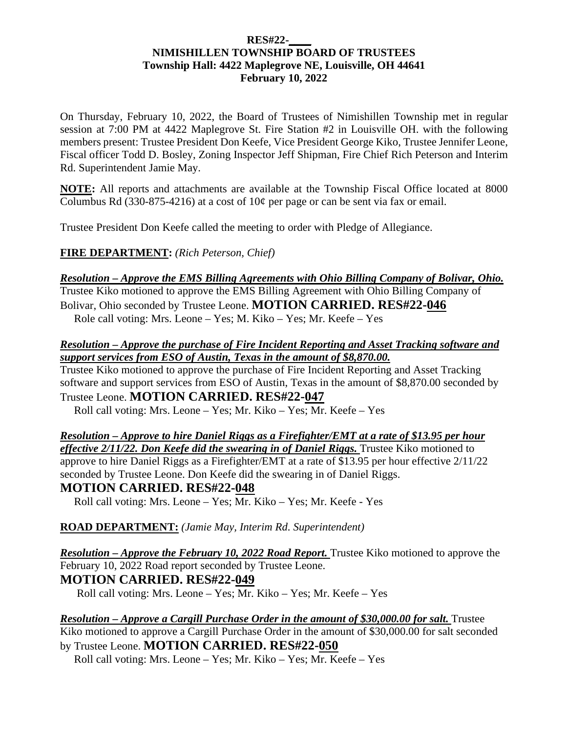**RES#22-\_\_\_\_**
**NIMISHILLEN TOWNSHIP BOARD OF TRUSTEES**
**Township Hall: 4422 Maplegrove NE, Louisville, OH 44641**
**February 10, 2022**

On Thursday, February 10, 2022, the Board of Trustees of Nimishillen Township met in regular session at 7:00 PM at 4422 Maplegrove St. Fire Station #2 in Louisville OH. with the following members present: Trustee President Don Keefe, Vice President George Kiko, Trustee Jennifer Leone, Fiscal officer Todd D. Bosley, Zoning Inspector Jeff Shipman, Fire Chief Rich Peterson and Interim Rd. Superintendent Jamie May.

**NOTE:** All reports and attachments are available at the Township Fiscal Office located at 8000 Columbus Rd (330-875-4216) at a cost of 10¢ per page or can be sent via fax or email.

Trustee President Don Keefe called the meeting to order with Pledge of Allegiance.

**FIRE DEPARTMENT:** *(Rich Peterson, Chief)*

***Resolution – Approve the EMS Billing Agreements with Ohio Billing Company of Bolivar, Ohio.***
Trustee Kiko motioned to approve the EMS Billing Agreement with Ohio Billing Company of Bolivar, Ohio seconded by Trustee Leone. **MOTION CARRIED. RES#22-046**
Role call voting: Mrs. Leone – Yes; M. Kiko – Yes; Mr. Keefe – Yes

***Resolution – Approve the purchase of Fire Incident Reporting and Asset Tracking software and support services from ESO of Austin, Texas in the amount of $8,870.00.***
Trustee Kiko motioned to approve the purchase of Fire Incident Reporting and Asset Tracking software and support services from ESO of Austin, Texas in the amount of $8,870.00 seconded by Trustee Leone. **MOTION CARRIED. RES#22-047**
Roll call voting: Mrs. Leone – Yes; Mr. Kiko – Yes; Mr. Keefe – Yes

***Resolution – Approve to hire Daniel Riggs as a Firefighter/EMT at a rate of $13.95 per hour effective 2/11/22. Don Keefe did the swearing in of Daniel Riggs.*** Trustee Kiko motioned to approve to hire Daniel Riggs as a Firefighter/EMT at a rate of $13.95 per hour effective 2/11/22 seconded by Trustee Leone. Don Keefe did the swearing in of Daniel Riggs.
**MOTION CARRIED. RES#22-048**
Roll call voting: Mrs. Leone – Yes; Mr. Kiko – Yes; Mr. Keefe - Yes

**ROAD DEPARTMENT:** *(Jamie May, Interim Rd. Superintendent)*

***Resolution – Approve the February 10, 2022 Road Report.*** Trustee Kiko motioned to approve the February 10, 2022 Road report seconded by Trustee Leone.
**MOTION CARRIED. RES#22-049**
Roll call voting: Mrs. Leone – Yes; Mr. Kiko – Yes; Mr. Keefe – Yes

***Resolution – Approve a Cargill Purchase Order in the amount of $30,000.00 for salt.*** Trustee Kiko motioned to approve a Cargill Purchase Order in the amount of $30,000.00 for salt seconded by Trustee Leone. **MOTION CARRIED. RES#22-050**
Roll call voting: Mrs. Leone – Yes; Mr. Kiko – Yes; Mr. Keefe – Yes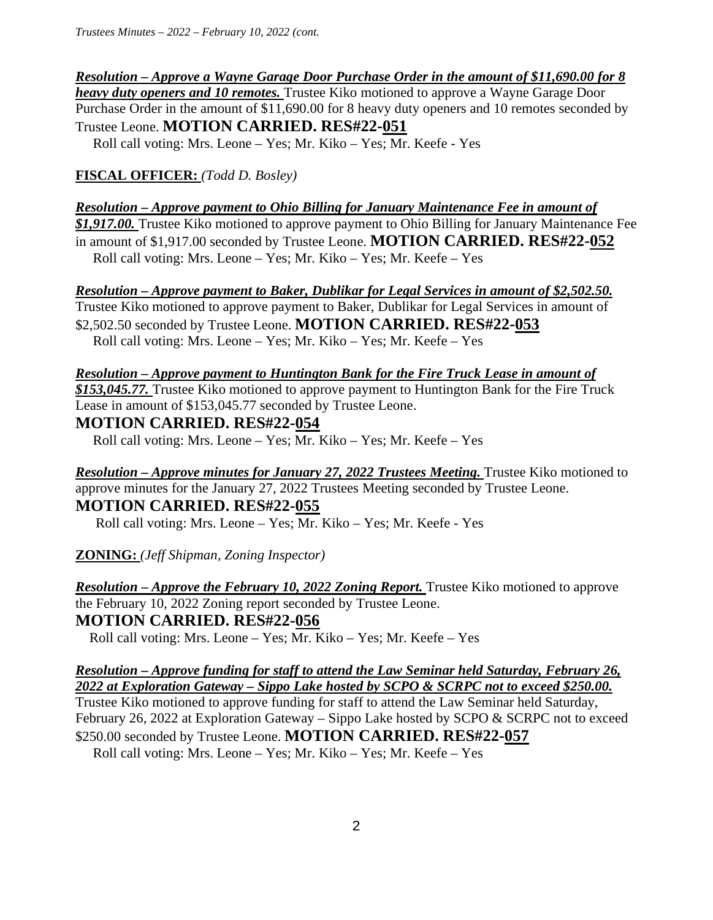***Resolution – Approve a Wayne Garage Door Purchase Order in the amount of $11,690.00 for 8 heavy duty openers and 10 remotes.*** Trustee Kiko motioned to approve a Wayne Garage Door Purchase Order in the amount of $11,690.00 for 8 heavy duty openers and 10 remotes seconded by Trustee Leone. **MOTION CARRIED. RES#22-051**

Roll call voting: Mrs. Leone – Yes; Mr. Kiko – Yes; Mr. Keefe - Yes

**FISCAL OFFICER:** *(Todd D. Bosley)*

***Resolution – Approve payment to Ohio Billing for January Maintenance Fee in amount of $1,917.00.*** Trustee Kiko motioned to approve payment to Ohio Billing for January Maintenance Fee in amount of $1,917.00 seconded by Trustee Leone. **MOTION CARRIED. RES#22-052**

Roll call voting: Mrs. Leone – Yes; Mr. Kiko – Yes; Mr. Keefe – Yes

***Resolution – Approve payment to Baker, Dublikar for Legal Services in amount of $2,502.50.*** Trustee Kiko motioned to approve payment to Baker, Dublikar for Legal Services in amount of $2,502.50 seconded by Trustee Leone. **MOTION CARRIED. RES#22-053**

Roll call voting: Mrs. Leone – Yes; Mr. Kiko – Yes; Mr. Keefe – Yes

***Resolution – Approve payment to Huntington Bank for the Fire Truck Lease in amount of $153,045.77.*** Trustee Kiko motioned to approve payment to Huntington Bank for the Fire Truck Lease in amount of $153,045.77 seconded by Trustee Leone.

**MOTION CARRIED. RES#22-054**

Roll call voting: Mrs. Leone – Yes; Mr. Kiko – Yes; Mr. Keefe – Yes

***Resolution – Approve minutes for January 27, 2022 Trustees Meeting.*** Trustee Kiko motioned to approve minutes for the January 27, 2022 Trustees Meeting seconded by Trustee Leone.

**MOTION CARRIED. RES#22-055**

Roll call voting: Mrs. Leone – Yes; Mr. Kiko – Yes; Mr. Keefe - Yes

**ZONING:** *(Jeff Shipman, Zoning Inspector)*

***Resolution – Approve the February 10, 2022 Zoning Report.*** Trustee Kiko motioned to approve the February 10, 2022 Zoning report seconded by Trustee Leone.

**MOTION CARRIED. RES#22-056**

Roll call voting: Mrs. Leone – Yes; Mr. Kiko – Yes; Mr. Keefe – Yes

***Resolution – Approve funding for staff to attend the Law Seminar held Saturday, February 26, 2022 at Exploration Gateway – Sippo Lake hosted by SCPO & SCRPC not to exceed $250.00.*** Trustee Kiko motioned to approve funding for staff to attend the Law Seminar held Saturday, February 26, 2022 at Exploration Gateway – Sippo Lake hosted by SCPO & SCRPC not to exceed $250.00 seconded by Trustee Leone. **MOTION CARRIED. RES#22-057**

Roll call voting: Mrs. Leone – Yes; Mr. Kiko – Yes; Mr. Keefe – Yes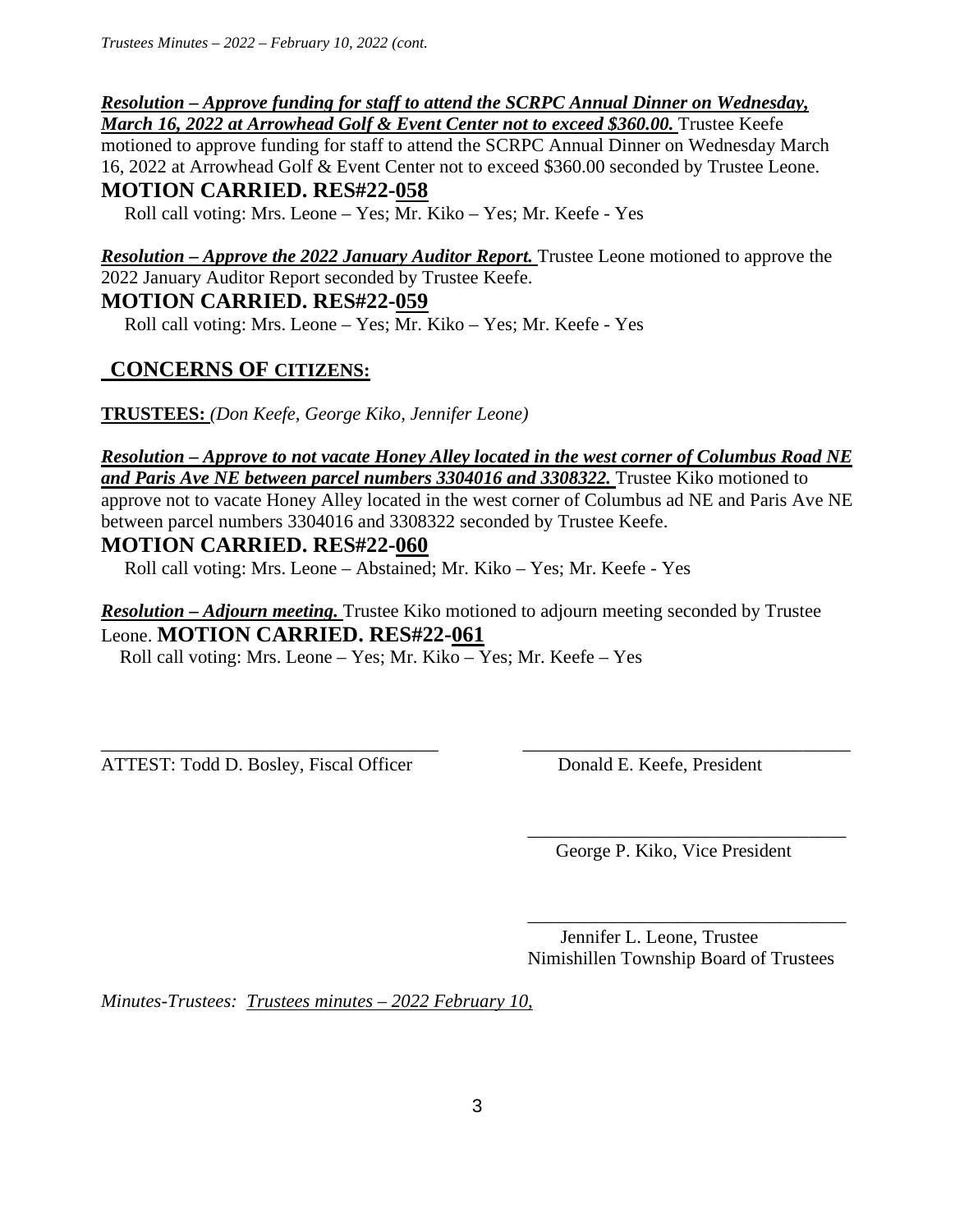***Resolution – Approve funding for staff to attend the SCRPC Annual Dinner on Wednesday, March 16, 2022 at Arrowhead Golf & Event Center not to exceed $360.00.*** Trustee Keefe motioned to approve funding for staff to attend the SCRPC Annual Dinner on Wednesday March 16, 2022 at Arrowhead Golf & Event Center not to exceed $360.00 seconded by Trustee Leone.

**MOTION CARRIED. RES#22-058**

Roll call voting: Mrs. Leone – Yes; Mr. Kiko – Yes; Mr. Keefe - Yes

***Resolution – Approve the 2022 January Auditor Report.*** Trustee Leone motioned to approve the 2022 January Auditor Report seconded by Trustee Keefe.

**MOTION CARRIED. RES#22-059**

Roll call voting: Mrs. Leone – Yes; Mr. Kiko – Yes; Mr. Keefe - Yes

## CONCERNS OF CITIZENS:

**TRUSTEES:** *(Don Keefe, George Kiko, Jennifer Leone)*

***Resolution – Approve to not vacate Honey Alley located in the west corner of Columbus Road NE and Paris Ave NE between parcel numbers 3304016 and 3308322.*** Trustee Kiko motioned to approve not to vacate Honey Alley located in the west corner of Columbus ad NE and Paris Ave NE between parcel numbers 3304016 and 3308322 seconded by Trustee Keefe.

**MOTION CARRIED. RES#22-060**

Roll call voting: Mrs. Leone – Abstained; Mr. Kiko – Yes; Mr. Keefe - Yes

***Resolution – Adjourn meeting.*** Trustee Kiko motioned to adjourn meeting seconded by Trustee Leone. **MOTION CARRIED. RES#22-061**

Roll call voting: Mrs. Leone – Yes; Mr. Kiko – Yes; Mr. Keefe – Yes

\_\_\_\_\_\_\_\_\_\_\_\_\_\_\_\_\_\_\_\_\_\_\_\_\_\_\_\_\_\_\_\_\_\_\_\_
ATTEST: Todd D. Bosley, Fiscal Officer

\_\_\_\_\_\_\_\_\_\_\_\_\_\_\_\_\_\_\_\_\_\_\_\_\_\_\_\_\_\_\_\_\_\_\_\_
Donald E. Keefe, President

\_\_\_\_\_\_\_\_\_\_\_\_\_\_\_\_\_\_\_\_\_\_\_\_\_\_\_\_\_\_\_\_\_\_\_\_
George P. Kiko, Vice President

\_\_\_\_\_\_\_\_\_\_\_\_\_\_\_\_\_\_\_\_\_\_\_\_\_\_\_\_\_\_\_\_\_\_\_\_
Jennifer L. Leone, Trustee
Nimishillen Township Board of Trustees

*Minutes-Trustees: Trustees minutes – 2022 February 10,*